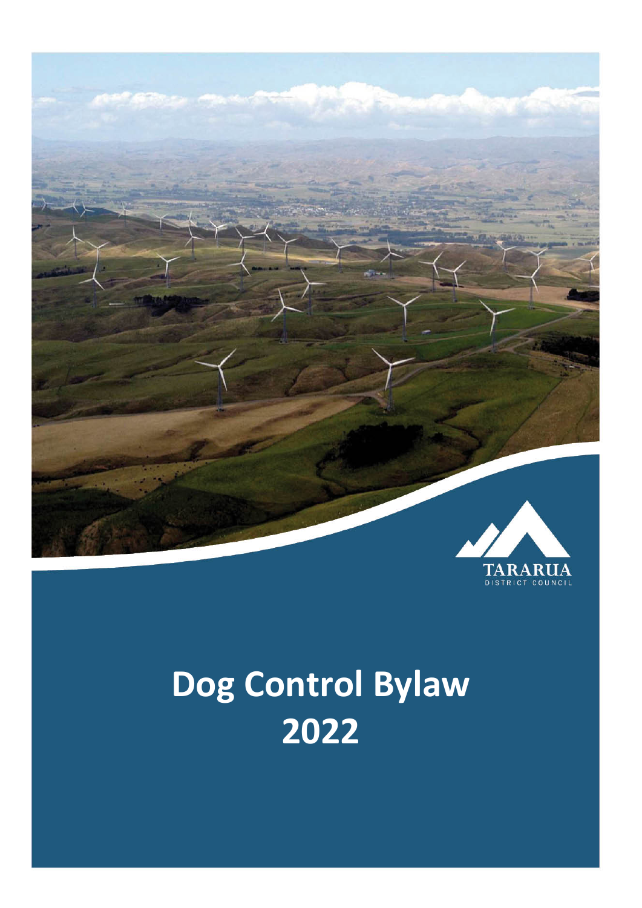TARARUA
DISTRICT COUNCIL

# Dog Control Bylaw 2022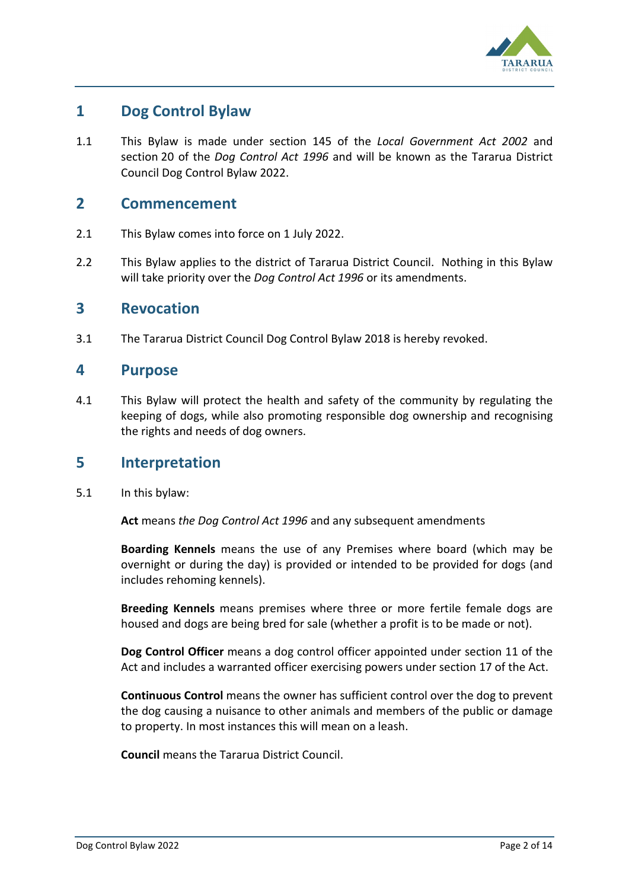## 1 Dog Control Bylaw

1.1 This Bylaw is made under section 145 of the *Local Government Act 2002* and section 20 of the *Dog Control Act 1996* and will be known as the Tararua District Council Dog Control Bylaw 2022.

## 2 Commencement

2.1 This Bylaw comes into force on 1 July 2022.

2.2 This Bylaw applies to the district of Tararua District Council. Nothing in this Bylaw will take priority over the *Dog Control Act 1996* or its amendments.

## 3 Revocation

3.1 The Tararua District Council Dog Control Bylaw 2018 is hereby revoked.

## 4 Purpose

4.1 This Bylaw will protect the health and safety of the community by regulating the keeping of dogs, while also promoting responsible dog ownership and recognising the rights and needs of dog owners.

## 5 Interpretation

5.1 In this bylaw:

**Act** means *the Dog Control Act 1996* and any subsequent amendments

**Boarding Kennels** means the use of any Premises where board (which may be overnight or during the day) is provided or intended to be provided for dogs (and includes rehoming kennels).

**Breeding Kennels** means premises where three or more fertile female dogs are housed and dogs are being bred for sale (whether a profit is to be made or not).

**Dog Control Officer** means a dog control officer appointed under section 11 of the Act and includes a warranted officer exercising powers under section 17 of the Act.

**Continuous Control** means the owner has sufficient control over the dog to prevent the dog causing a nuisance to other animals and members of the public or damage to property. In most instances this will mean on a leash.

**Council** means the Tararua District Council.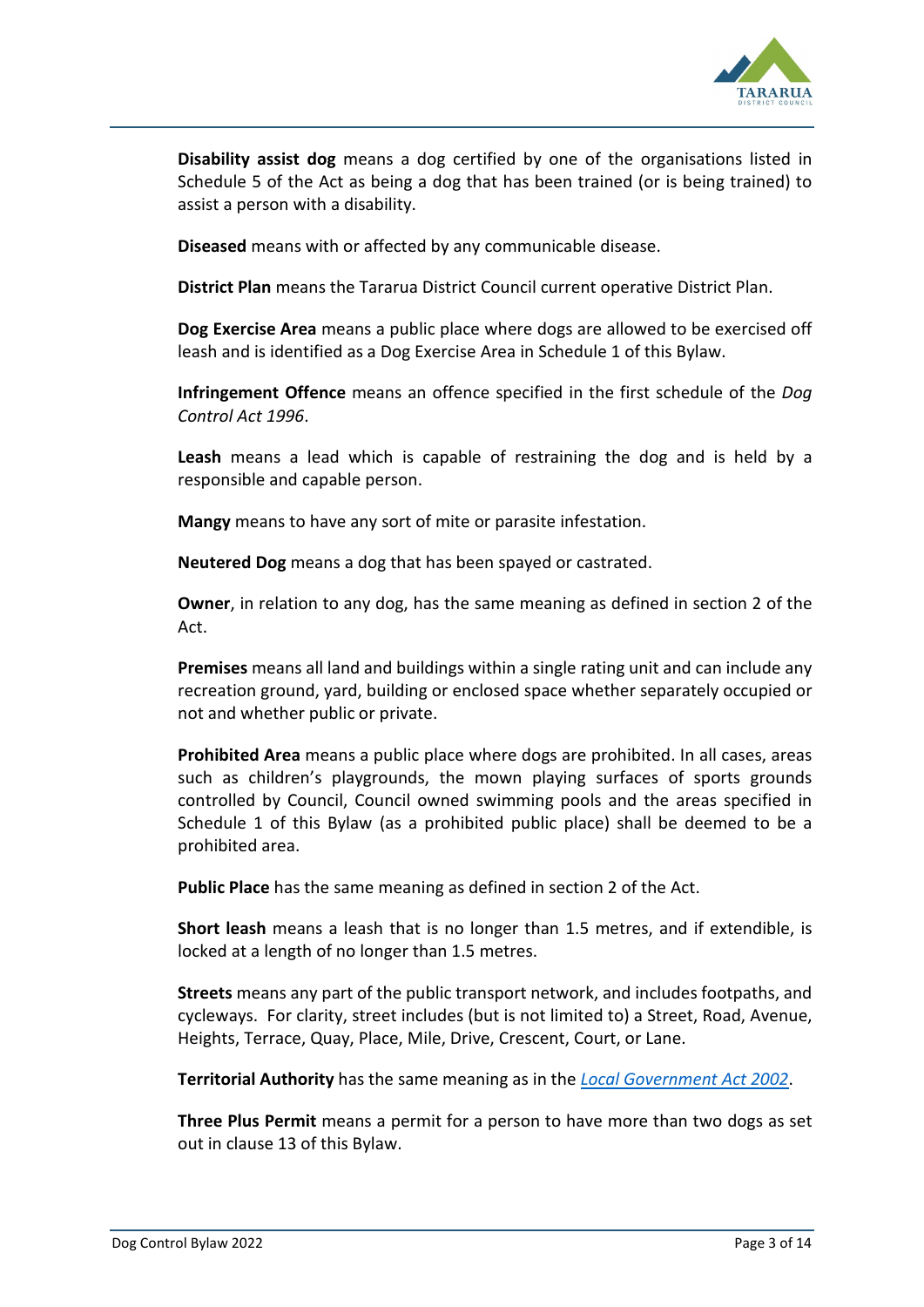**Disability assist dog** means a dog certified by one of the organisations listed in Schedule 5 of the Act as being a dog that has been trained (or is being trained) to assist a person with a disability.

**Diseased** means with or affected by any communicable disease.

**District Plan** means the Tararua District Council current operative District Plan.

**Dog Exercise Area** means a public place where dogs are allowed to be exercised off leash and is identified as a Dog Exercise Area in Schedule 1 of this Bylaw.

**Infringement Offence** means an offence specified in the first schedule of the *Dog Control Act 1996*.

**Leash** means a lead which is capable of restraining the dog and is held by a responsible and capable person.

**Mangy** means to have any sort of mite or parasite infestation.

**Neutered Dog** means a dog that has been spayed or castrated.

**Owner**, in relation to any dog, has the same meaning as defined in section 2 of the Act.

**Premises** means all land and buildings within a single rating unit and can include any recreation ground, yard, building or enclosed space whether separately occupied or not and whether public or private.

**Prohibited Area** means a public place where dogs are prohibited. In all cases, areas such as children's playgrounds, the mown playing surfaces of sports grounds controlled by Council, Council owned swimming pools and the areas specified in Schedule 1 of this Bylaw (as a prohibited public place) shall be deemed to be a prohibited area.

**Public Place** has the same meaning as defined in section 2 of the Act.

**Short leash** means a leash that is no longer than 1.5 metres, and if extendible, is locked at a length of no longer than 1.5 metres.

**Streets** means any part of the public transport network, and includes footpaths, and cycleways. For clarity, street includes (but is not limited to) a Street, Road, Avenue, Heights, Terrace, Quay, Place, Mile, Drive, Crescent, Court, or Lane.

**Territorial Authority** has the same meaning as in the *Local Government Act 2002*.

**Three Plus Permit** means a permit for a person to have more than two dogs as set out in clause 13 of this Bylaw.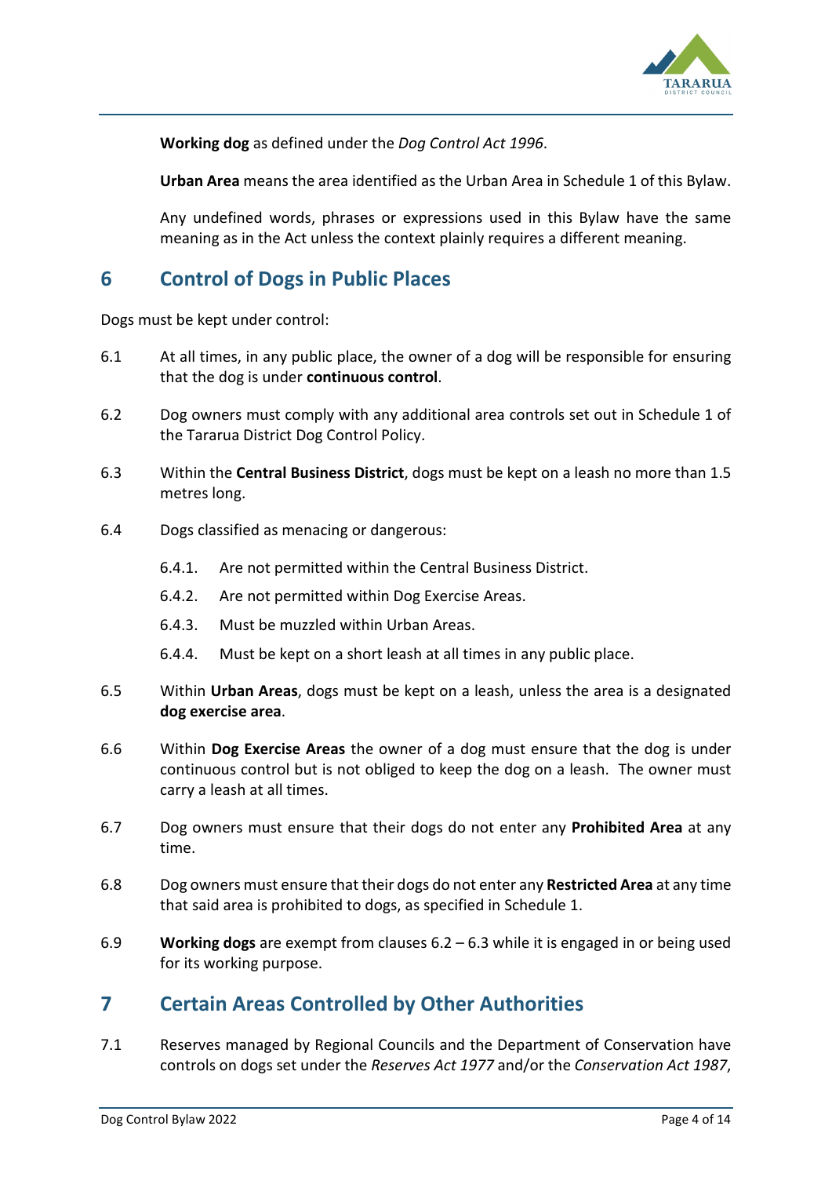**Working dog** as defined under the *Dog Control Act 1996*.

**Urban Area** means the area identified as the Urban Area in Schedule 1 of this Bylaw.

Any undefined words, phrases or expressions used in this Bylaw have the same meaning as in the Act unless the context plainly requires a different meaning.

## 6 Control of Dogs in Public Places

Dogs must be kept under control:

6.1 At all times, in any public place, the owner of a dog will be responsible for ensuring that the dog is under **continuous control**.

6.2 Dog owners must comply with any additional area controls set out in Schedule 1 of the Tararua District Dog Control Policy.

6.3 Within the **Central Business District**, dogs must be kept on a leash no more than 1.5 metres long.

6.4 Dogs classified as menacing or dangerous:

- 6.4.1. Are not permitted within the Central Business District.
- 6.4.2. Are not permitted within Dog Exercise Areas.
- 6.4.3. Must be muzzled within Urban Areas.
- 6.4.4. Must be kept on a short leash at all times in any public place.

6.5 Within **Urban Areas**, dogs must be kept on a leash, unless the area is a designated **dog exercise area**.

6.6 Within **Dog Exercise Areas** the owner of a dog must ensure that the dog is under continuous control but is not obliged to keep the dog on a leash. The owner must carry a leash at all times.

6.7 Dog owners must ensure that their dogs do not enter any **Prohibited Area** at any time.

6.8 Dog owners must ensure that their dogs do not enter any **Restricted Area** at any time that said area is prohibited to dogs, as specified in Schedule 1.

6.9 **Working dogs** are exempt from clauses 6.2 – 6.3 while it is engaged in or being used for its working purpose.

## 7 Certain Areas Controlled by Other Authorities

7.1 Reserves managed by Regional Councils and the Department of Conservation have controls on dogs set under the *Reserves Act 1977* and/or the *Conservation Act 1987*,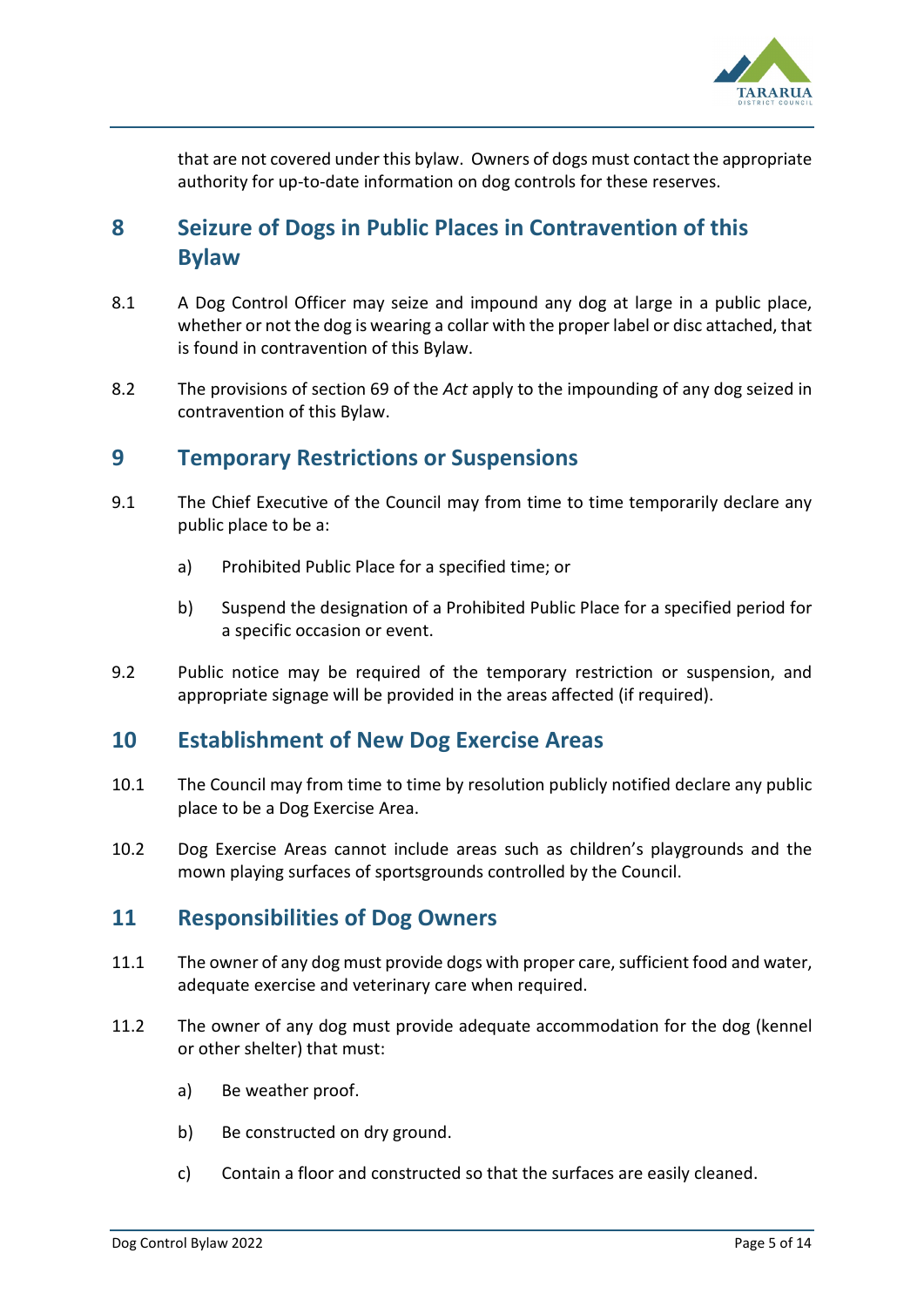that are not covered under this bylaw. Owners of dogs must contact the appropriate authority for up-to-date information on dog controls for these reserves.

## 8 Seizure of Dogs in Public Places in Contravention of this Bylaw

8.1 A Dog Control Officer may seize and impound any dog at large in a public place, whether or not the dog is wearing a collar with the proper label or disc attached, that is found in contravention of this Bylaw.

8.2 The provisions of section 69 of the *Act* apply to the impounding of any dog seized in contravention of this Bylaw.

## 9 Temporary Restrictions or Suspensions

9.1 The Chief Executive of the Council may from time to time temporarily declare any public place to be a:

a) Prohibited Public Place for a specified time; or

b) Suspend the designation of a Prohibited Public Place for a specified period for a specific occasion or event.

9.2 Public notice may be required of the temporary restriction or suspension, and appropriate signage will be provided in the areas affected (if required).

## 10 Establishment of New Dog Exercise Areas

10.1 The Council may from time to time by resolution publicly notified declare any public place to be a Dog Exercise Area.

10.2 Dog Exercise Areas cannot include areas such as children's playgrounds and the mown playing surfaces of sportsgrounds controlled by the Council.

## 11 Responsibilities of Dog Owners

11.1 The owner of any dog must provide dogs with proper care, sufficient food and water, adequate exercise and veterinary care when required.

11.2 The owner of any dog must provide adequate accommodation for the dog (kennel or other shelter) that must:

a) Be weather proof.

b) Be constructed on dry ground.

c) Contain a floor and constructed so that the surfaces are easily cleaned.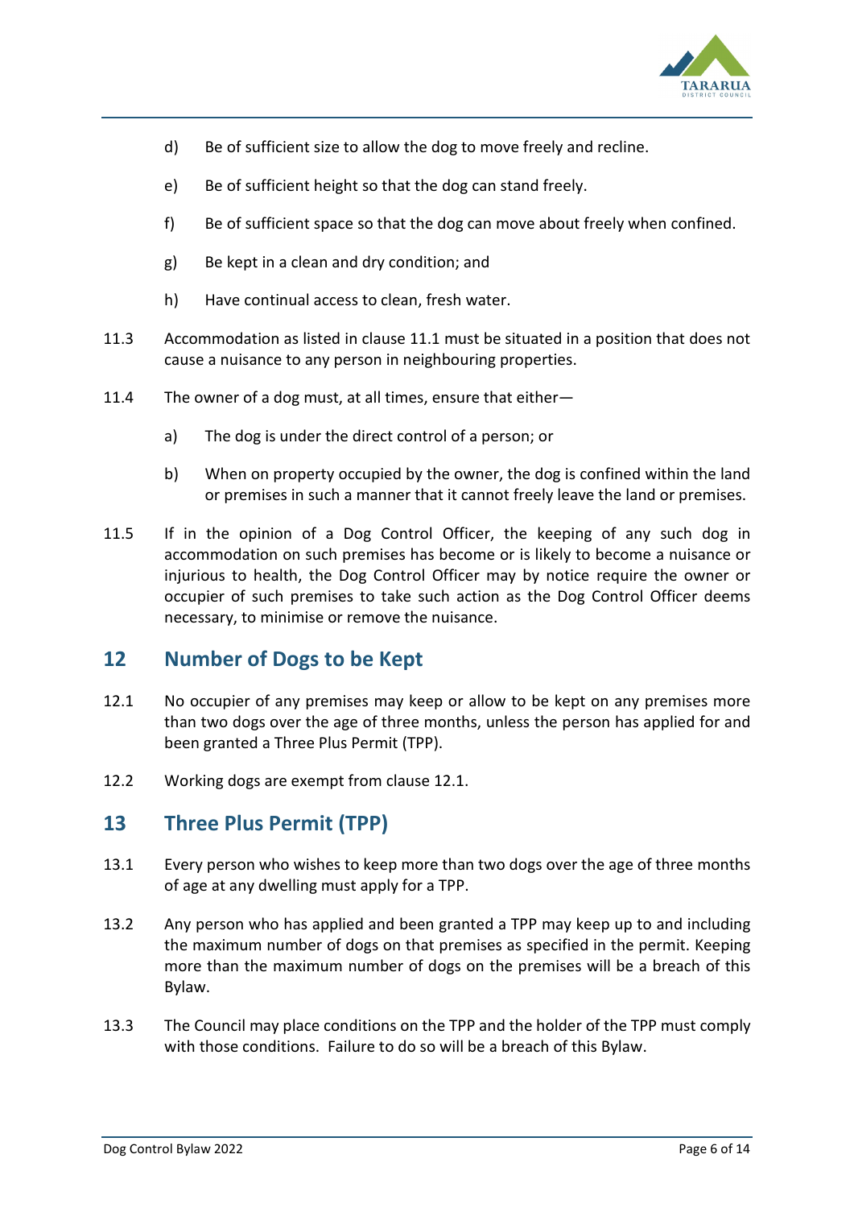d) Be of sufficient size to allow the dog to move freely and recline.

e) Be of sufficient height so that the dog can stand freely.

f) Be of sufficient space so that the dog can move about freely when confined.

g) Be kept in a clean and dry condition; and

h) Have continual access to clean, fresh water.

11.3 Accommodation as listed in clause 11.1 must be situated in a position that does not cause a nuisance to any person in neighbouring properties.

11.4 The owner of a dog must, at all times, ensure that either—

a) The dog is under the direct control of a person; or

b) When on property occupied by the owner, the dog is confined within the land or premises in such a manner that it cannot freely leave the land or premises.

11.5 If in the opinion of a Dog Control Officer, the keeping of any such dog in accommodation on such premises has become or is likely to become a nuisance or injurious to health, the Dog Control Officer may by notice require the owner or occupier of such premises to take such action as the Dog Control Officer deems necessary, to minimise or remove the nuisance.

## 12 Number of Dogs to be Kept

12.1 No occupier of any premises may keep or allow to be kept on any premises more than two dogs over the age of three months, unless the person has applied for and been granted a Three Plus Permit (TPP).

12.2 Working dogs are exempt from clause 12.1.

## 13 Three Plus Permit (TPP)

13.1 Every person who wishes to keep more than two dogs over the age of three months of age at any dwelling must apply for a TPP.

13.2 Any person who has applied and been granted a TPP may keep up to and including the maximum number of dogs on that premises as specified in the permit. Keeping more than the maximum number of dogs on the premises will be a breach of this Bylaw.

13.3 The Council may place conditions on the TPP and the holder of the TPP must comply with those conditions. Failure to do so will be a breach of this Bylaw.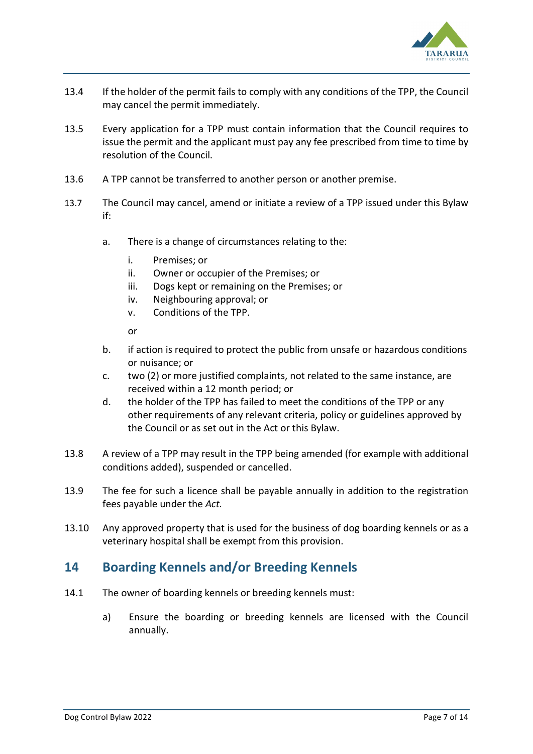13.4 If the holder of the permit fails to comply with any conditions of the TPP, the Council may cancel the permit immediately.

13.5 Every application for a TPP must contain information that the Council requires to issue the permit and the applicant must pay any fee prescribed from time to time by resolution of the Council.

13.6 A TPP cannot be transferred to another person or another premise.

13.7 The Council may cancel, amend or initiate a review of a TPP issued under this Bylaw if:

a. There is a change of circumstances relating to the:

   i. Premises; or
   ii. Owner or occupier of the Premises; or
   iii. Dogs kept or remaining on the Premises; or
   iv. Neighbouring approval; or
   v. Conditions of the TPP.

   or

b. if action is required to protect the public from unsafe or hazardous conditions or nuisance; or

c. two (2) or more justified complaints, not related to the same instance, are received within a 12 month period; or

d. the holder of the TPP has failed to meet the conditions of the TPP or any other requirements of any relevant criteria, policy or guidelines approved by the Council or as set out in the Act or this Bylaw.

13.8 A review of a TPP may result in the TPP being amended (for example with additional conditions added), suspended or cancelled.

13.9 The fee for such a licence shall be payable annually in addition to the registration fees payable under the *Act.*

13.10 Any approved property that is used for the business of dog boarding kennels or as a veterinary hospital shall be exempt from this provision.

## 14 Boarding Kennels and/or Breeding Kennels

14.1 The owner of boarding kennels or breeding kennels must:

a) Ensure the boarding or breeding kennels are licensed with the Council annually.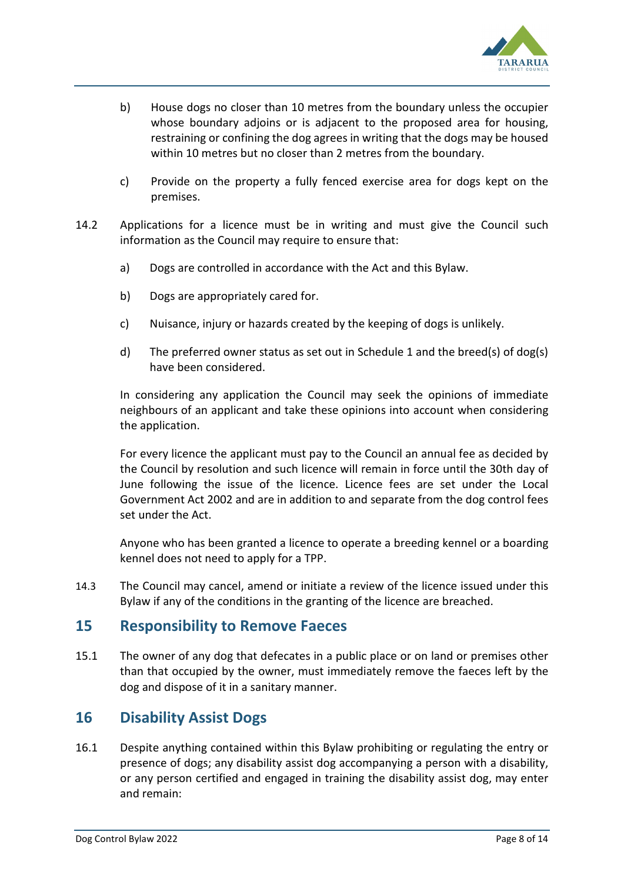b) House dogs no closer than 10 metres from the boundary unless the occupier whose boundary adjoins or is adjacent to the proposed area for housing, restraining or confining the dog agrees in writing that the dogs may be housed within 10 metres but no closer than 2 metres from the boundary.

c) Provide on the property a fully fenced exercise area for dogs kept on the premises.

14.2 Applications for a licence must be in writing and must give the Council such information as the Council may require to ensure that:

a) Dogs are controlled in accordance with the Act and this Bylaw.

b) Dogs are appropriately cared for.

c) Nuisance, injury or hazards created by the keeping of dogs is unlikely.

d) The preferred owner status as set out in Schedule 1 and the breed(s) of dog(s) have been considered.

In considering any application the Council may seek the opinions of immediate neighbours of an applicant and take these opinions into account when considering the application.

For every licence the applicant must pay to the Council an annual fee as decided by the Council by resolution and such licence will remain in force until the 30th day of June following the issue of the licence. Licence fees are set under the Local Government Act 2002 and are in addition to and separate from the dog control fees set under the Act.

Anyone who has been granted a licence to operate a breeding kennel or a boarding kennel does not need to apply for a TPP.

14.3 The Council may cancel, amend or initiate a review of the licence issued under this Bylaw if any of the conditions in the granting of the licence are breached.

## 15 Responsibility to Remove Faeces

15.1 The owner of any dog that defecates in a public place or on land or premises other than that occupied by the owner, must immediately remove the faeces left by the dog and dispose of it in a sanitary manner.

## 16 Disability Assist Dogs

16.1 Despite anything contained within this Bylaw prohibiting or regulating the entry or presence of dogs; any disability assist dog accompanying a person with a disability, or any person certified and engaged in training the disability assist dog, may enter and remain: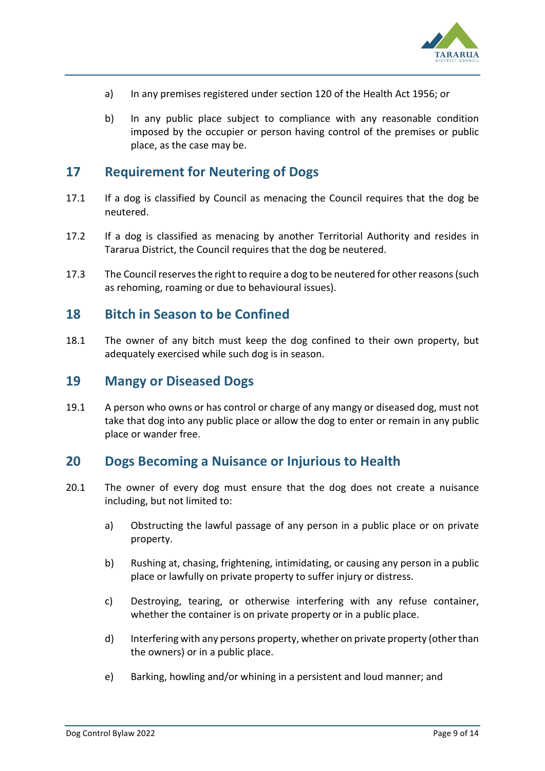a) In any premises registered under section 120 of the Health Act 1956; or

b) In any public place subject to compliance with any reasonable condition imposed by the occupier or person having control of the premises or public place, as the case may be.

## 17 Requirement for Neutering of Dogs

17.1 If a dog is classified by Council as menacing the Council requires that the dog be neutered.

17.2 If a dog is classified as menacing by another Territorial Authority and resides in Tararua District, the Council requires that the dog be neutered.

17.3 The Council reserves the right to require a dog to be neutered for other reasons (such as rehoming, roaming or due to behavioural issues).

## 18 Bitch in Season to be Confined

18.1 The owner of any bitch must keep the dog confined to their own property, but adequately exercised while such dog is in season.

## 19 Mangy or Diseased Dogs

19.1 A person who owns or has control or charge of any mangy or diseased dog, must not take that dog into any public place or allow the dog to enter or remain in any public place or wander free.

## 20 Dogs Becoming a Nuisance or Injurious to Health

20.1 The owner of every dog must ensure that the dog does not create a nuisance including, but not limited to:

a) Obstructing the lawful passage of any person in a public place or on private property.

b) Rushing at, chasing, frightening, intimidating, or causing any person in a public place or lawfully on private property to suffer injury or distress.

c) Destroying, tearing, or otherwise interfering with any refuse container, whether the container is on private property or in a public place.

d) Interfering with any persons property, whether on private property (other than the owners) or in a public place.

e) Barking, howling and/or whining in a persistent and loud manner; and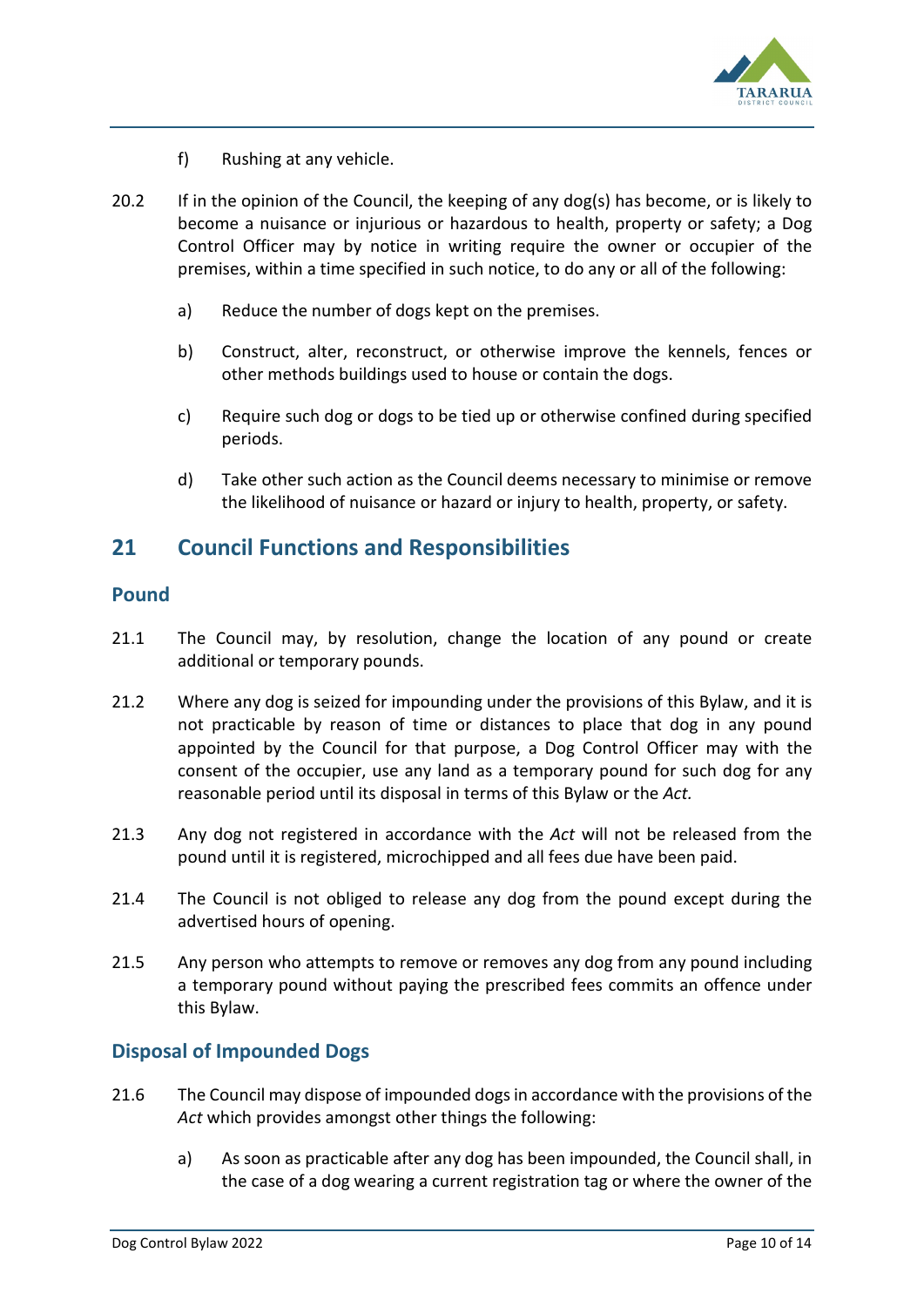f) Rushing at any vehicle.

20.2 If in the opinion of the Council, the keeping of any dog(s) has become, or is likely to become a nuisance or injurious or hazardous to health, property or safety; a Dog Control Officer may by notice in writing require the owner or occupier of the premises, within a time specified in such notice, to do any or all of the following:

a) Reduce the number of dogs kept on the premises.

b) Construct, alter, reconstruct, or otherwise improve the kennels, fences or other methods buildings used to house or contain the dogs.

c) Require such dog or dogs to be tied up or otherwise confined during specified periods.

d) Take other such action as the Council deems necessary to minimise or remove the likelihood of nuisance or hazard or injury to health, property, or safety.

## 21 Council Functions and Responsibilities

### Pound

21.1 The Council may, by resolution, change the location of any pound or create additional or temporary pounds.

21.2 Where any dog is seized for impounding under the provisions of this Bylaw, and it is not practicable by reason of time or distances to place that dog in any pound appointed by the Council for that purpose, a Dog Control Officer may with the consent of the occupier, use any land as a temporary pound for such dog for any reasonable period until its disposal in terms of this Bylaw or the *Act.*

21.3 Any dog not registered in accordance with the *Act* will not be released from the pound until it is registered, microchipped and all fees due have been paid.

21.4 The Council is not obliged to release any dog from the pound except during the advertised hours of opening.

21.5 Any person who attempts to remove or removes any dog from any pound including a temporary pound without paying the prescribed fees commits an offence under this Bylaw.

### Disposal of Impounded Dogs

21.6 The Council may dispose of impounded dogs in accordance with the provisions of the *Act* which provides amongst other things the following:

a) As soon as practicable after any dog has been impounded, the Council shall, in the case of a dog wearing a current registration tag or where the owner of the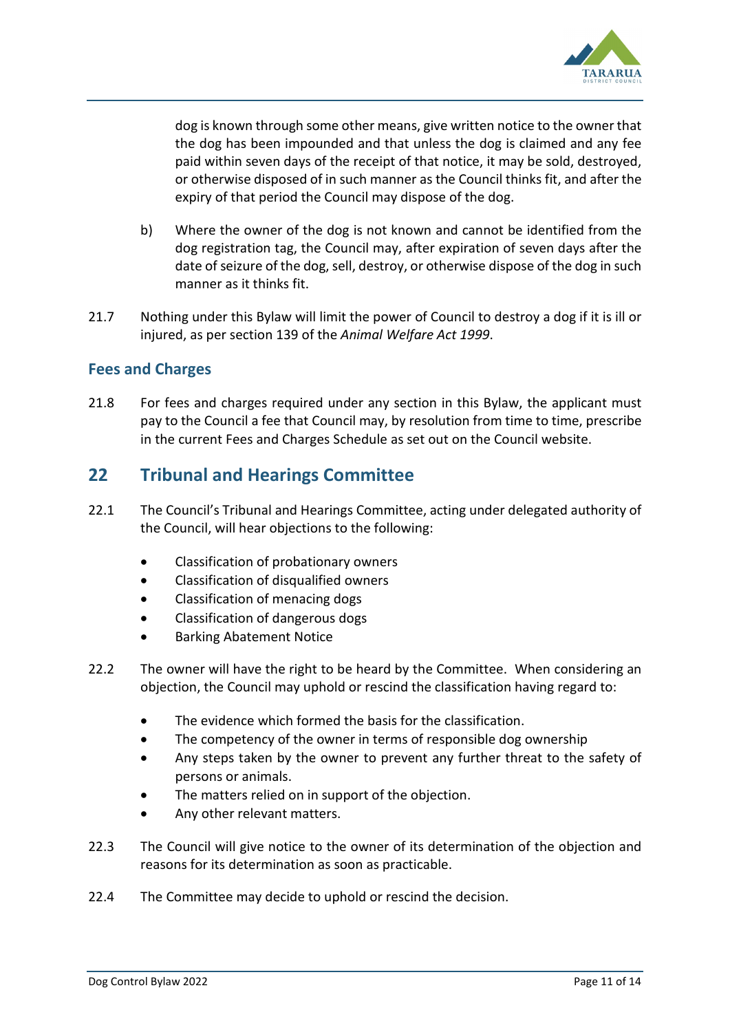dog is known through some other means, give written notice to the owner that the dog has been impounded and that unless the dog is claimed and any fee paid within seven days of the receipt of that notice, it may be sold, destroyed, or otherwise disposed of in such manner as the Council thinks fit, and after the expiry of that period the Council may dispose of the dog.

b) Where the owner of the dog is not known and cannot be identified from the dog registration tag, the Council may, after expiration of seven days after the date of seizure of the dog, sell, destroy, or otherwise dispose of the dog in such manner as it thinks fit.

21.7 Nothing under this Bylaw will limit the power of Council to destroy a dog if it is ill or injured, as per section 139 of the *Animal Welfare Act 1999*.

### Fees and Charges

21.8 For fees and charges required under any section in this Bylaw, the applicant must pay to the Council a fee that Council may, by resolution from time to time, prescribe in the current Fees and Charges Schedule as set out on the Council website.

## 22 Tribunal and Hearings Committee

22.1 The Council's Tribunal and Hearings Committee, acting under delegated authority of the Council, will hear objections to the following:

- Classification of probationary owners
- Classification of disqualified owners
- Classification of menacing dogs
- Classification of dangerous dogs
- Barking Abatement Notice

22.2 The owner will have the right to be heard by the Committee. When considering an objection, the Council may uphold or rescind the classification having regard to:

- The evidence which formed the basis for the classification.
- The competency of the owner in terms of responsible dog ownership
- Any steps taken by the owner to prevent any further threat to the safety of persons or animals.
- The matters relied on in support of the objection.
- Any other relevant matters.

22.3 The Council will give notice to the owner of its determination of the objection and reasons for its determination as soon as practicable.

22.4 The Committee may decide to uphold or rescind the decision.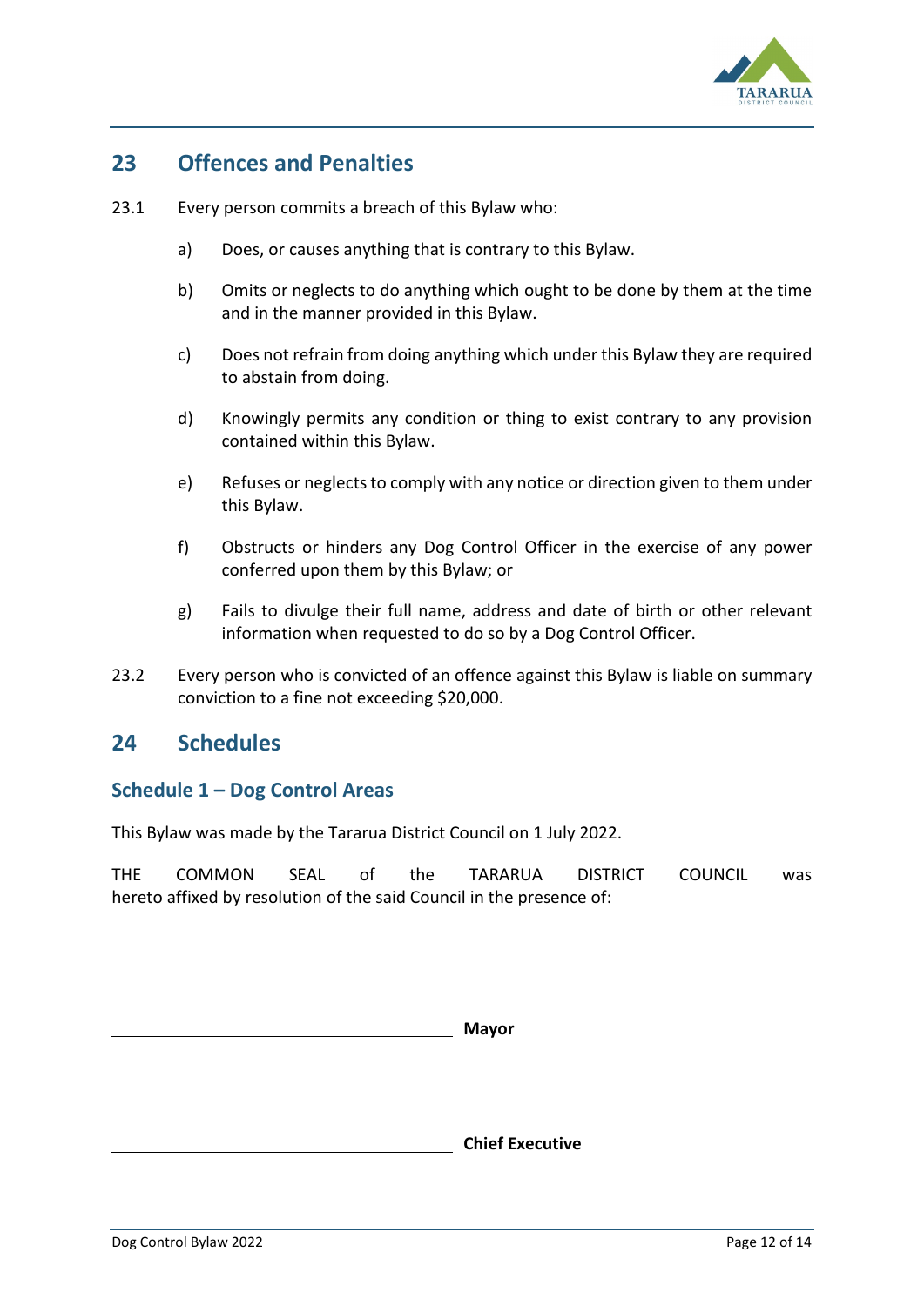## 23 Offences and Penalties

23.1 Every person commits a breach of this Bylaw who:

a) Does, or causes anything that is contrary to this Bylaw.

b) Omits or neglects to do anything which ought to be done by them at the time and in the manner provided in this Bylaw.

c) Does not refrain from doing anything which under this Bylaw they are required to abstain from doing.

d) Knowingly permits any condition or thing to exist contrary to any provision contained within this Bylaw.

e) Refuses or neglects to comply with any notice or direction given to them under this Bylaw.

f) Obstructs or hinders any Dog Control Officer in the exercise of any power conferred upon them by this Bylaw; or

g) Fails to divulge their full name, address and date of birth or other relevant information when requested to do so by a Dog Control Officer.

23.2 Every person who is convicted of an offence against this Bylaw is liable on summary conviction to a fine not exceeding $20,000.

## 24 Schedules

### Schedule 1 – Dog Control Areas

This Bylaw was made by the Tararua District Council on 1 July 2022.

THE COMMON SEAL of the TARARUA DISTRICT COUNCIL was hereto affixed by resolution of the said Council in the presence of:

______________________________ **Mayor**

______________________________ **Chief Executive**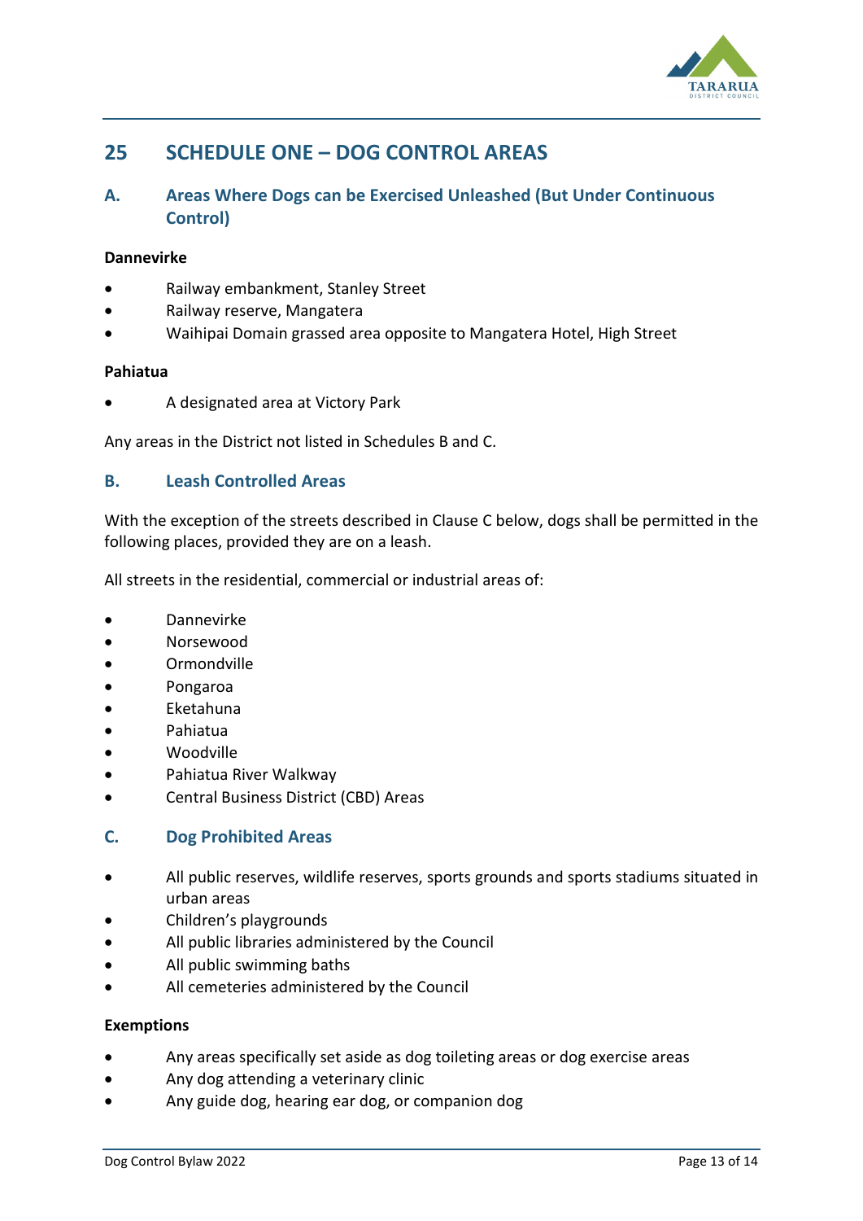# 25 SCHEDULE ONE – DOG CONTROL AREAS

## A. Areas Where Dogs can be Exercised Unleashed (But Under Continuous Control)

**Dannevirke**

- Railway embankment, Stanley Street
- Railway reserve, Mangatera
- Waihipai Domain grassed area opposite to Mangatera Hotel, High Street

**Pahiatua**

- A designated area at Victory Park

Any areas in the District not listed in Schedules B and C.

## B. Leash Controlled Areas

With the exception of the streets described in Clause C below, dogs shall be permitted in the following places, provided they are on a leash.

All streets in the residential, commercial or industrial areas of:

- Dannevirke
- Norsewood
- Ormondville
- Pongaroa
- Eketahuna
- Pahiatua
- Woodville
- Pahiatua River Walkway
- Central Business District (CBD) Areas

## C. Dog Prohibited Areas

- All public reserves, wildlife reserves, sports grounds and sports stadiums situated in urban areas
- Children's playgrounds
- All public libraries administered by the Council
- All public swimming baths
- All cemeteries administered by the Council

**Exemptions**

- Any areas specifically set aside as dog toileting areas or dog exercise areas
- Any dog attending a veterinary clinic
- Any guide dog, hearing ear dog, or companion dog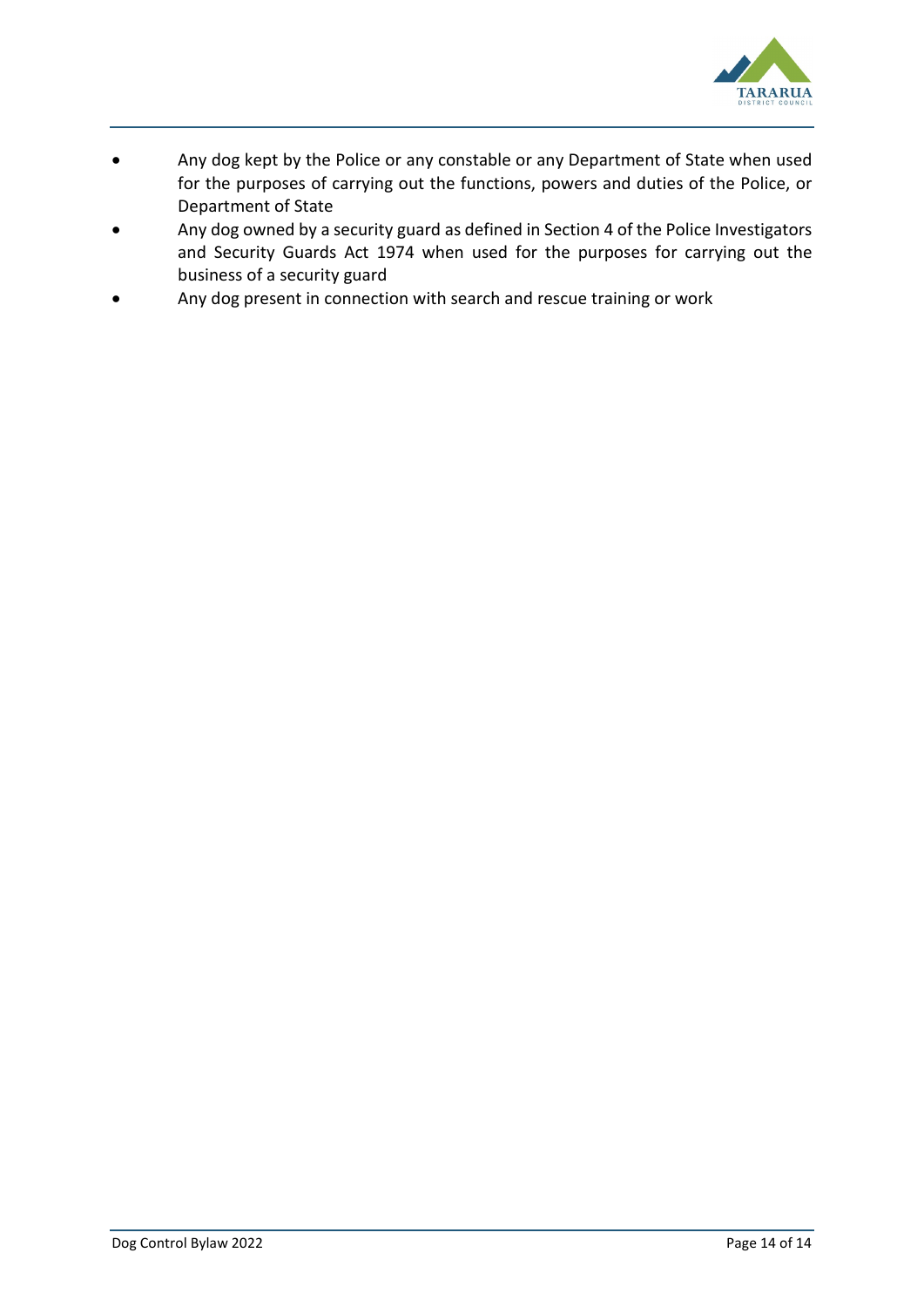- Any dog kept by the Police or any constable or any Department of State when used for the purposes of carrying out the functions, powers and duties of the Police, or Department of State
- Any dog owned by a security guard as defined in Section 4 of the Police Investigators and Security Guards Act 1974 when used for the purposes for carrying out the business of a security guard
- Any dog present in connection with search and rescue training or work